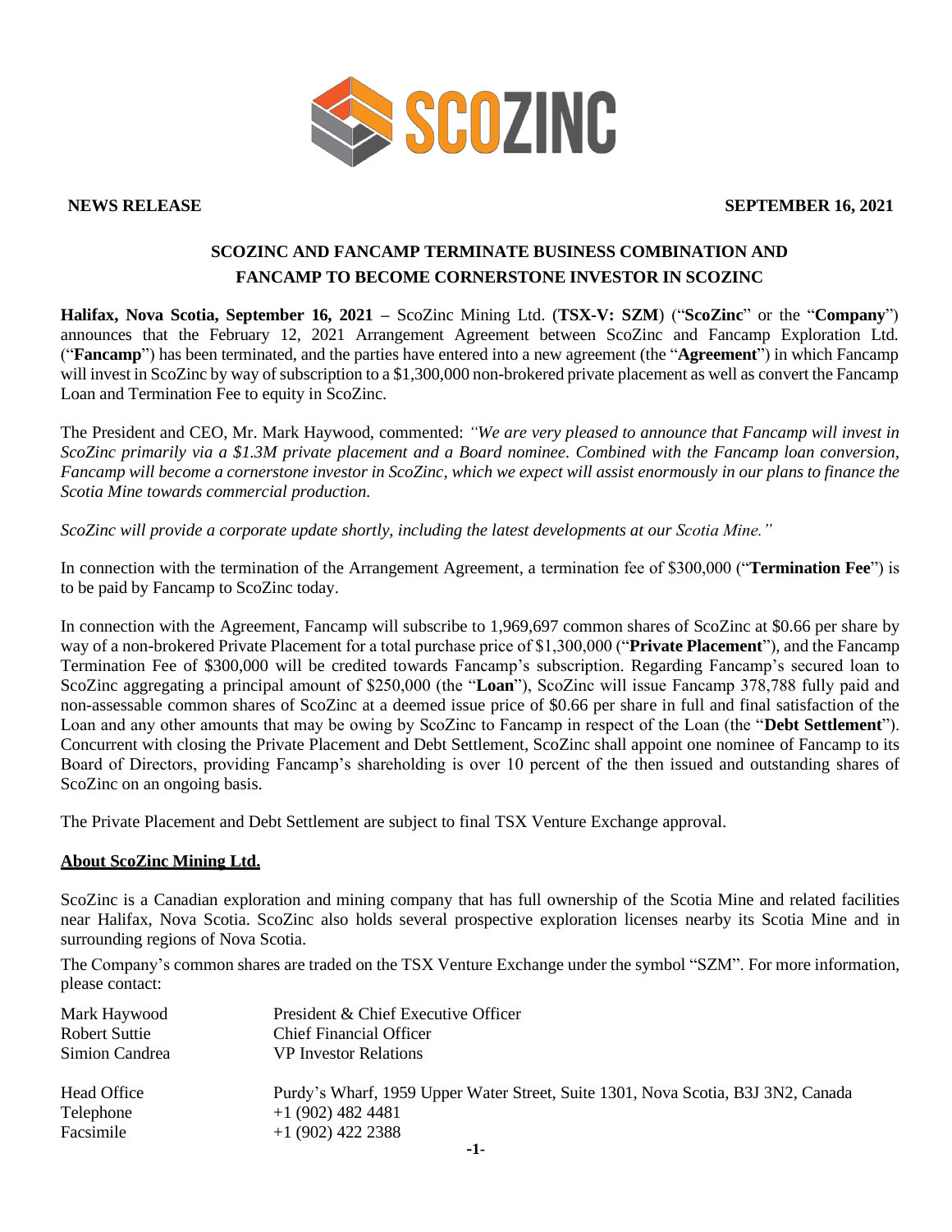**NEWS RELEASE** **SEPTEMBER 16, 2021**

# SCOZINC AND FANCAMP TERMINATE BUSINESS COMBINATION AND FANCAMP TO BECOME CORNERSTONE INVESTOR IN SCOZINC

**Halifax, Nova Scotia, September 16, 2021 –** ScoZinc Mining Ltd. (**TSX-V: SZM**) ("**ScoZinc**" or the "**Company**") announces that the February 12, 2021 Arrangement Agreement between ScoZinc and Fancamp Exploration Ltd. ("**Fancamp**") has been terminated, and the parties have entered into a new agreement (the "**Agreement**") in which Fancamp will invest in ScoZinc by way of subscription to a $1,300,000 non-brokered private placement as well as convert the Fancamp Loan and Termination Fee to equity in ScoZinc.

The President and CEO, Mr. Mark Haywood, commented: *"We are very pleased to announce that Fancamp will invest in ScoZinc primarily via a $1.3M private placement and a Board nominee. Combined with the Fancamp loan conversion, Fancamp will become a cornerstone investor in ScoZinc, which we expect will assist enormously in our plans to finance the Scotia Mine towards commercial production.*

*ScoZinc will provide a corporate update shortly, including the latest developments at our Scotia Mine."*

In connection with the termination of the Arrangement Agreement, a termination fee of $300,000 ("**Termination Fee**") is to be paid by Fancamp to ScoZinc today.

In connection with the Agreement, Fancamp will subscribe to 1,969,697 common shares of ScoZinc at $0.66 per share by way of a non-brokered Private Placement for a total purchase price of $1,300,000 ("**Private Placement**"), and the Fancamp Termination Fee of $300,000 will be credited towards Fancamp's subscription. Regarding Fancamp's secured loan to ScoZinc aggregating a principal amount of $250,000 (the "**Loan**"), ScoZinc will issue Fancamp 378,788 fully paid and non-assessable common shares of ScoZinc at a deemed issue price of $0.66 per share in full and final satisfaction of the Loan and any other amounts that may be owing by ScoZinc to Fancamp in respect of the Loan (the "**Debt Settlement**"). Concurrent with closing the Private Placement and Debt Settlement, ScoZinc shall appoint one nominee of Fancamp to its Board of Directors, providing Fancamp's shareholding is over 10 percent of the then issued and outstanding shares of ScoZinc on an ongoing basis.

The Private Placement and Debt Settlement are subject to final TSX Venture Exchange approval.

## About ScoZinc Mining Ltd.

ScoZinc is a Canadian exploration and mining company that has full ownership of the Scotia Mine and related facilities near Halifax, Nova Scotia. ScoZinc also holds several prospective exploration licenses nearby its Scotia Mine and in surrounding regions of Nova Scotia.

The Company's common shares are traded on the TSX Venture Exchange under the symbol "SZM". For more information, please contact:

| | |
|---|---|
| Mark Haywood | President & Chief Executive Officer |
| Robert Suttie | Chief Financial Officer |
| Simion Candrea | VP Investor Relations |
| Head Office | Purdy's Wharf, 1959 Upper Water Street, Suite 1301, Nova Scotia, B3J 3N2, Canada |
| Telephone | +1 (902) 482 4481 |
| Facsimile | +1 (902) 422 2388 |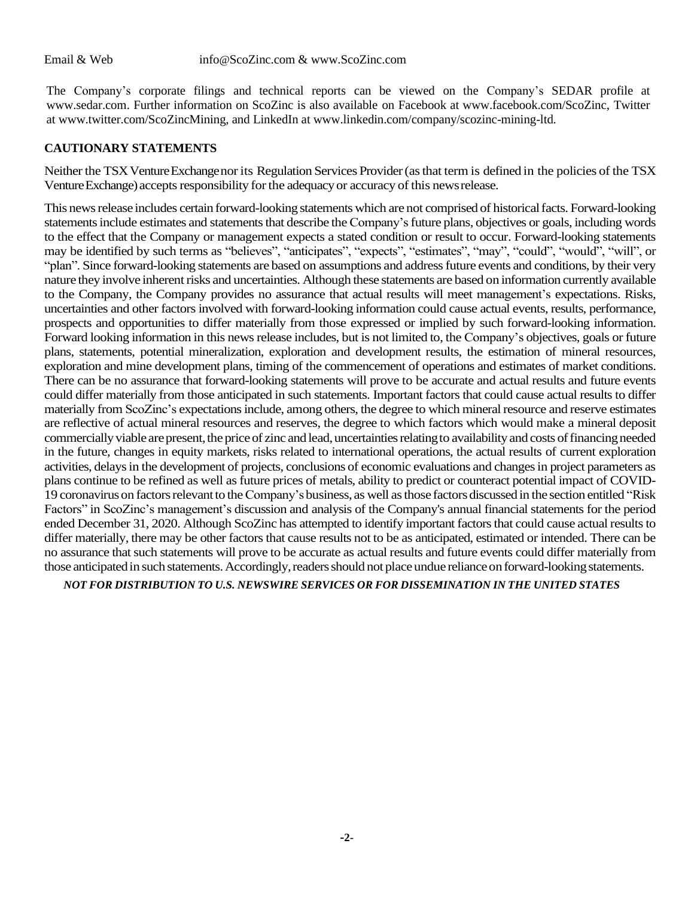Email & Web info@ScoZinc.com & www.ScoZinc.com

The Company's corporate filings and technical reports can be viewed on the Company's SEDAR profile at www.sedar.com. Further information on ScoZinc is also available on Facebook at www.facebook.com/ScoZinc, Twitter at www.twitter.com/ScoZincMining, and LinkedIn at www.linkedin.com/company/scozinc-mining-ltd.

## CAUTIONARY STATEMENTS

Neither the TSX Venture Exchange nor its Regulation Services Provider (as that term is defined in the policies of the TSX Venture Exchange) accepts responsibility for the adequacy or accuracy of this news release.

This news release includes certain forward-looking statements which are not comprised of historical facts. Forward-looking statements include estimates and statements that describe the Company's future plans, objectives or goals, including words to the effect that the Company or management expects a stated condition or result to occur. Forward-looking statements may be identified by such terms as "believes", "anticipates", "expects", "estimates", "may", "could", "would", "will", or "plan". Since forward-looking statements are based on assumptions and address future events and conditions, by their very nature they involve inherent risks and uncertainties. Although these statements are based on information currently available to the Company, the Company provides no assurance that actual results will meet management's expectations. Risks, uncertainties and other factors involved with forward-looking information could cause actual events, results, performance, prospects and opportunities to differ materially from those expressed or implied by such forward-looking information. Forward looking information in this news release includes, but is not limited to, the Company's objectives, goals or future plans, statements, potential mineralization, exploration and development results, the estimation of mineral resources, exploration and mine development plans, timing of the commencement of operations and estimates of market conditions. There can be no assurance that forward-looking statements will prove to be accurate and actual results and future events could differ materially from those anticipated in such statements. Important factors that could cause actual results to differ materially from ScoZinc's expectations include, among others, the degree to which mineral resource and reserve estimates are reflective of actual mineral resources and reserves, the degree to which factors which would make a mineral deposit commercially viable are present, the price of zinc and lead, uncertainties relating to availability and costs of financing needed in the future, changes in equity markets, risks related to international operations, the actual results of current exploration activities, delays in the development of projects, conclusions of economic evaluations and changes in project parameters as plans continue to be refined as well as future prices of metals, ability to predict or counteract potential impact of COVID-19 coronavirus on factors relevant to the Company's business, as well as those factors discussed in the section entitled "Risk Factors" in ScoZinc's management's discussion and analysis of the Company's annual financial statements for the period ended December 31, 2020. Although ScoZinc has attempted to identify important factors that could cause actual results to differ materially, there may be other factors that cause results not to be as anticipated, estimated or intended. There can be no assurance that such statements will prove to be accurate as actual results and future events could differ materially from those anticipated in such statements. Accordingly, readers should not place undue reliance on forward-looking statements.

***NOT FOR DISTRIBUTION TO U.S. NEWSWIRE SERVICES OR FOR DISSEMINATION IN THE UNITED STATES***